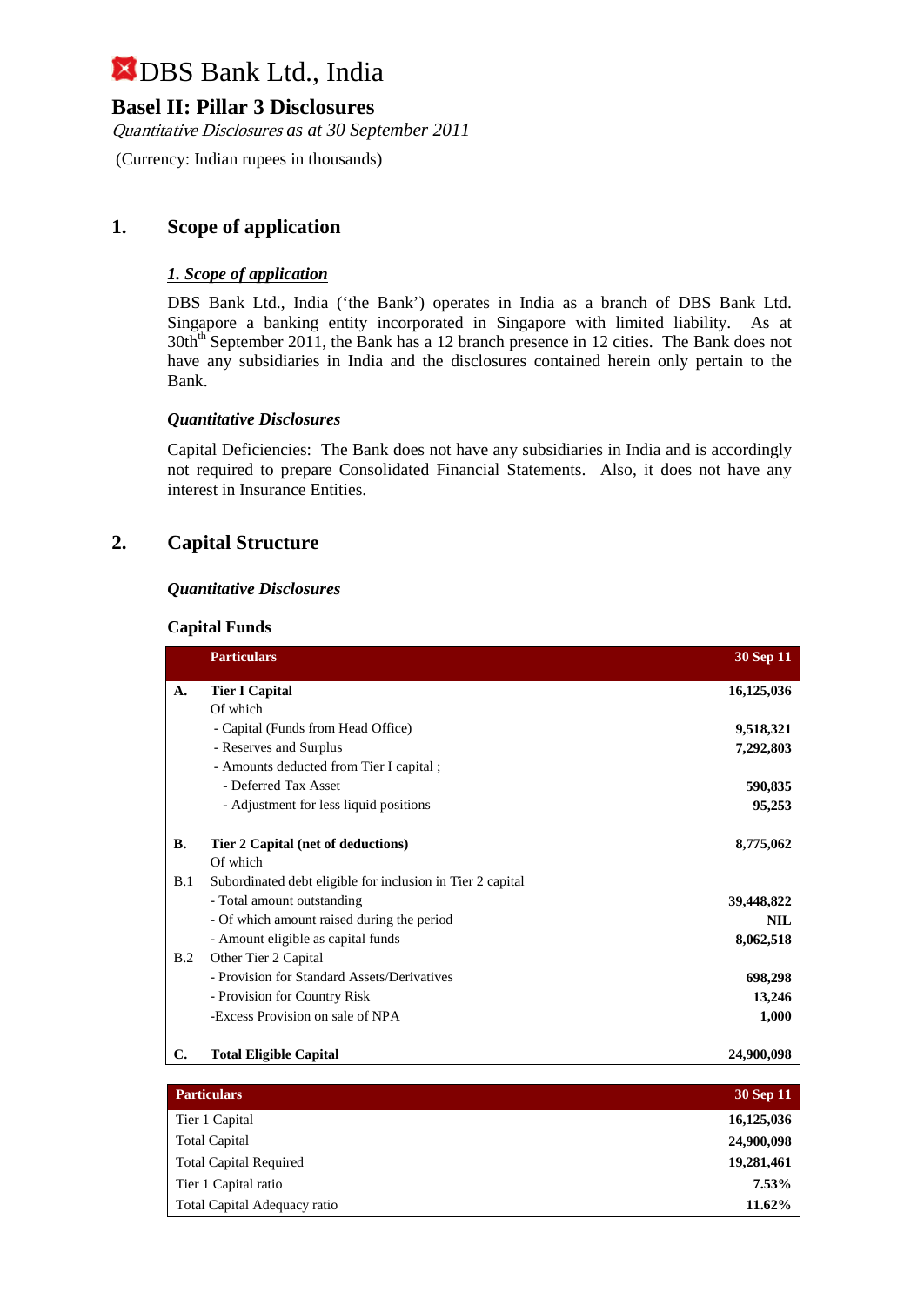# DBS Bank Ltd., India

## Basel II: Pillar 3 Disclosures

*Quantitative Disclosures* as at *30 September 2011*

(Currency: Indian rupees in thousands)

## 1. Scope of application

### *1. Scope of application*

DBS Bank Ltd., India ('the Bank') operates in India as a branch of DBS Bank Ltd. Singapore a banking entity incorporated in Singapore with limited liability. As at 30th September 2011, the Bank has a 12 branch presence in 12 cities. The Bank does not have any subsidiaries in India and the disclosures contained herein only pertain to the Bank.

### *Quantitative Disclosures*

Capital Deficiencies: The Bank does not have any subsidiaries in India and is accordingly not required to prepare Consolidated Financial Statements. Also, it does not have any interest in Insurance Entities.

## 2. Capital Structure

### *Quantitative Disclosures*

**Capital Funds**

| | Particulars | 30 Sep 11 |
|---|---|---|
| **A.** | **Tier I Capital** | **16,125,036** |
| | Of which | |
| | - Capital (Funds from Head Office) | **9,518,321** |
| | - Reserves and Surplus | **7,292,803** |
| | - Amounts deducted from Tier I capital ; | |
| | - Deferred Tax Asset | **590,835** |
| | - Adjustment for less liquid positions | **95,253** |
| **B.** | **Tier 2 Capital (net of deductions)** | **8,775,062** |
| | Of which | |
| B.1 | Subordinated debt eligible for inclusion in Tier 2 capital | |
| | - Total amount outstanding | **39,448,822** |
| | - Of which amount raised during the period | **NIL** |
| | - Amount eligible as capital funds | **8,062,518** |
| B.2 | Other Tier 2 Capital | |
| | - Provision for Standard Assets/Derivatives | **698,298** |
| | - Provision for Country Risk | **13,246** |
| | -Excess Provision on sale of NPA | **1,000** |
| **C.** | **Total Eligible Capital** | **24,900,098** |

| Particulars | 30 Sep 11 |
|---|---|
| Tier 1 Capital | **16,125,036** |
| Total Capital | **24,900,098** |
| Total Capital Required | **19,281,461** |
| Tier 1 Capital ratio | **7.53%** |
| Total Capital Adequacy ratio | **11.62%** |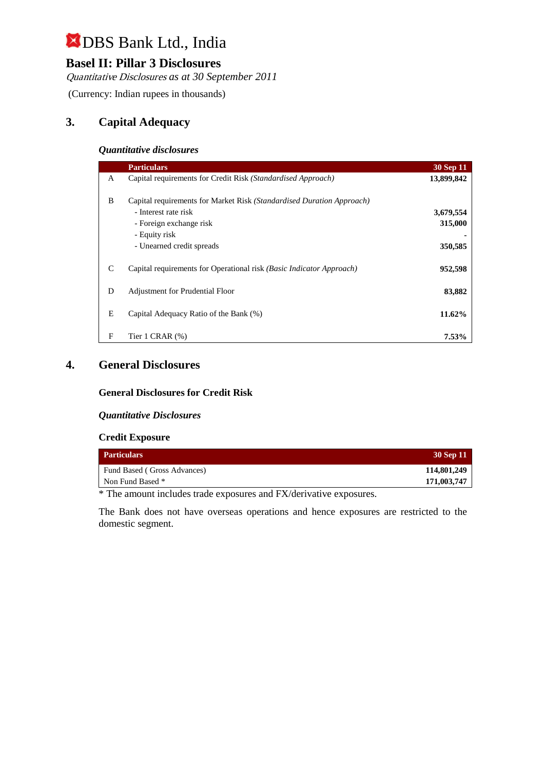# DBS Bank Ltd., India

## Basel II: Pillar 3 Disclosures

*Quantitative Disclosures as at 30 September 2011*

(Currency: Indian rupees in thousands)

## 3. Capital Adequacy

### *Quantitative disclosures*

| | Particulars | 30 Sep 11 |
|---|---|---|
| A | Capital requirements for Credit Risk *(Standardised Approach)* | **13,899,842** |
| B | Capital requirements for Market Risk *(Standardised Duration Approach)* | |
| | - Interest rate risk | **3,679,554** |
| | - Foreign exchange risk | **315,000** |
| | - Equity risk | **-** |
| | - Unearned credit spreads | **350,585** |
| C | Capital requirements for Operational risk *(Basic Indicator Approach)* | **952,598** |
| D | Adjustment for Prudential Floor | **83,882** |
| E | Capital Adequacy Ratio of the Bank (%) | **11.62%** |
| F | Tier 1 CRAR (%) | **7.53%** |

## 4. General Disclosures

### General Disclosures for Credit Risk

### *Quantitative Disclosures*

### Credit Exposure

| Particulars | 30 Sep 11 |
|---|---|
| Fund Based ( Gross Advances) | **114,801,249** |
| Non Fund Based * | **171,003,747** |

* The amount includes trade exposures and FX/derivative exposures.

The Bank does not have overseas operations and hence exposures are restricted to the domestic segment.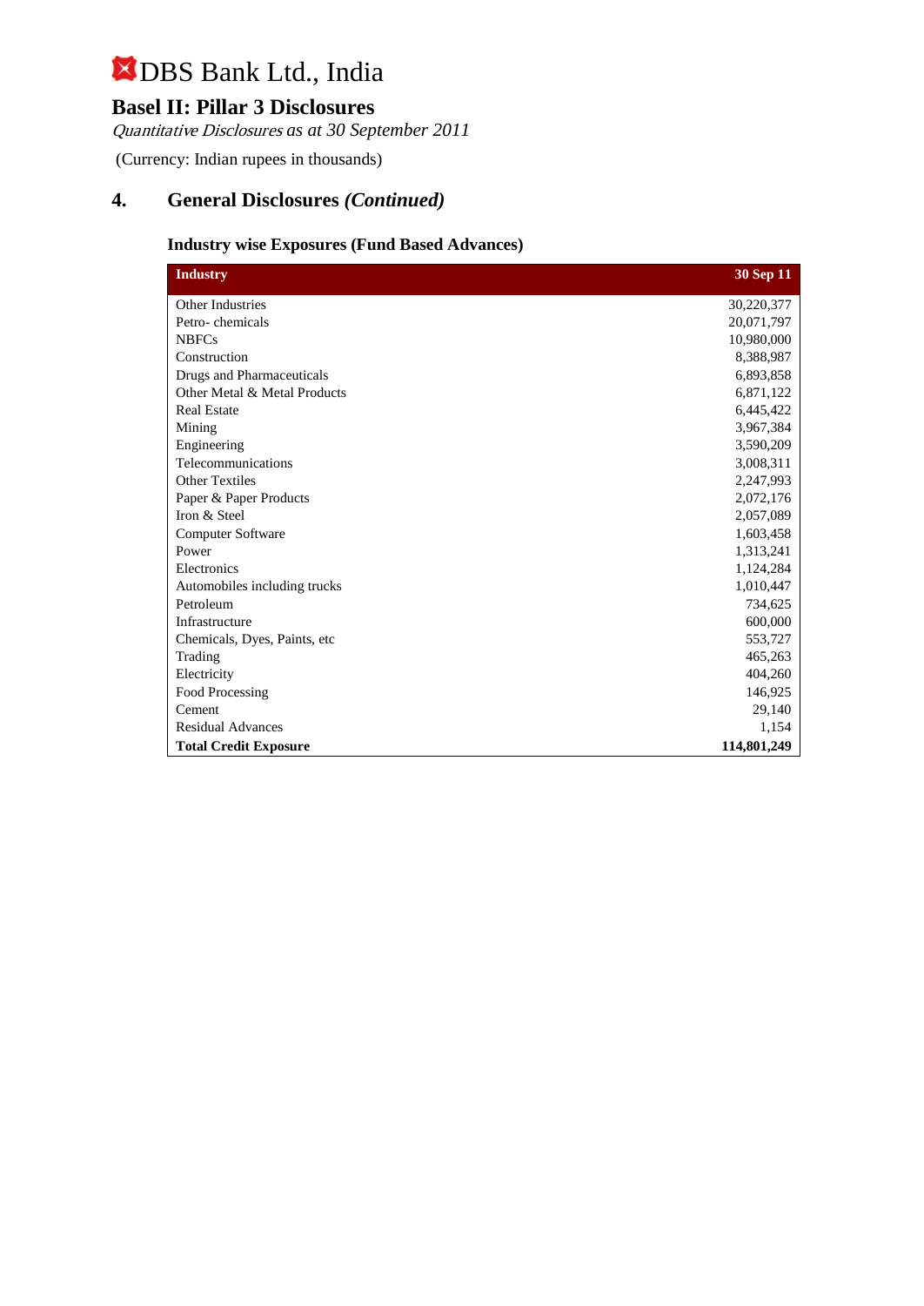# DBS Bank Ltd., India

## Basel II: Pillar 3 Disclosures

*Quantitative Disclosures as at 30 September 2011*

(Currency: Indian rupees in thousands)

## 4. General Disclosures *(Continued)*

### Industry wise Exposures (Fund Based Advances)

| Industry | 30 Sep 11 |
|---|---|
| Other Industries | 30,220,377 |
| Petro- chemicals | 20,071,797 |
| NBFCs | 10,980,000 |
| Construction | 8,388,987 |
| Drugs and Pharmaceuticals | 6,893,858 |
| Other Metal & Metal Products | 6,871,122 |
| Real Estate | 6,445,422 |
| Mining | 3,967,384 |
| Engineering | 3,590,209 |
| Telecommunications | 3,008,311 |
| Other Textiles | 2,247,993 |
| Paper & Paper Products | 2,072,176 |
| Iron & Steel | 2,057,089 |
| Computer Software | 1,603,458 |
| Power | 1,313,241 |
| Electronics | 1,124,284 |
| Automobiles including trucks | 1,010,447 |
| Petroleum | 734,625 |
| Infrastructure | 600,000 |
| Chemicals, Dyes, Paints, etc | 553,727 |
| Trading | 465,263 |
| Electricity | 404,260 |
| Food Processing | 146,925 |
| Cement | 29,140 |
| Residual Advances | 1,154 |
| **Total Credit Exposure** | **114,801,249** |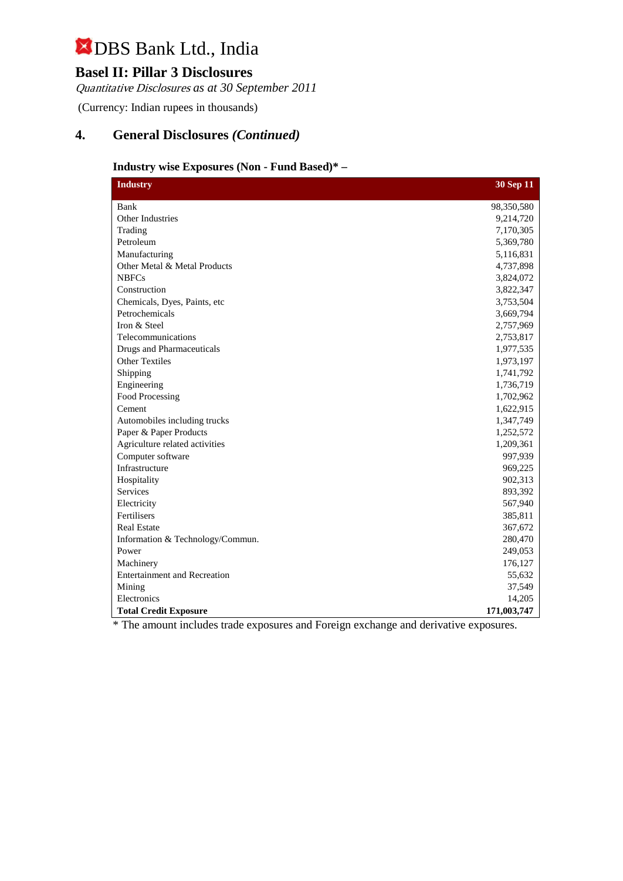# DBS Bank Ltd., India

## Basel II: Pillar 3 Disclosures

*Quantitative Disclosures as at 30 September 2011*

(Currency: Indian rupees in thousands)

## 4. General Disclosures *(Continued)*

### Industry wise Exposures (Non - Fund Based)* –

| Industry | 30 Sep 11 |
|---|---|
| Bank | 98,350,580 |
| Other Industries | 9,214,720 |
| Trading | 7,170,305 |
| Petroleum | 5,369,780 |
| Manufacturing | 5,116,831 |
| Other Metal & Metal Products | 4,737,898 |
| NBFCs | 3,824,072 |
| Construction | 3,822,347 |
| Chemicals, Dyes, Paints, etc | 3,753,504 |
| Petrochemicals | 3,669,794 |
| Iron & Steel | 2,757,969 |
| Telecommunications | 2,753,817 |
| Drugs and Pharmaceuticals | 1,977,535 |
| Other Textiles | 1,973,197 |
| Shipping | 1,741,792 |
| Engineering | 1,736,719 |
| Food Processing | 1,702,962 |
| Cement | 1,622,915 |
| Automobiles including trucks | 1,347,749 |
| Paper & Paper Products | 1,252,572 |
| Agriculture related activities | 1,209,361 |
| Computer software | 997,939 |
| Infrastructure | 969,225 |
| Hospitality | 902,313 |
| Services | 893,392 |
| Electricity | 567,940 |
| Fertilisers | 385,811 |
| Real Estate | 367,672 |
| Information & Technology/Commun. | 280,470 |
| Power | 249,053 |
| Machinery | 176,127 |
| Entertainment and Recreation | 55,632 |
| Mining | 37,549 |
| Electronics | 14,205 |
| **Total Credit Exposure** | **171,003,747** |

* The amount includes trade exposures and Foreign exchange and derivative exposures.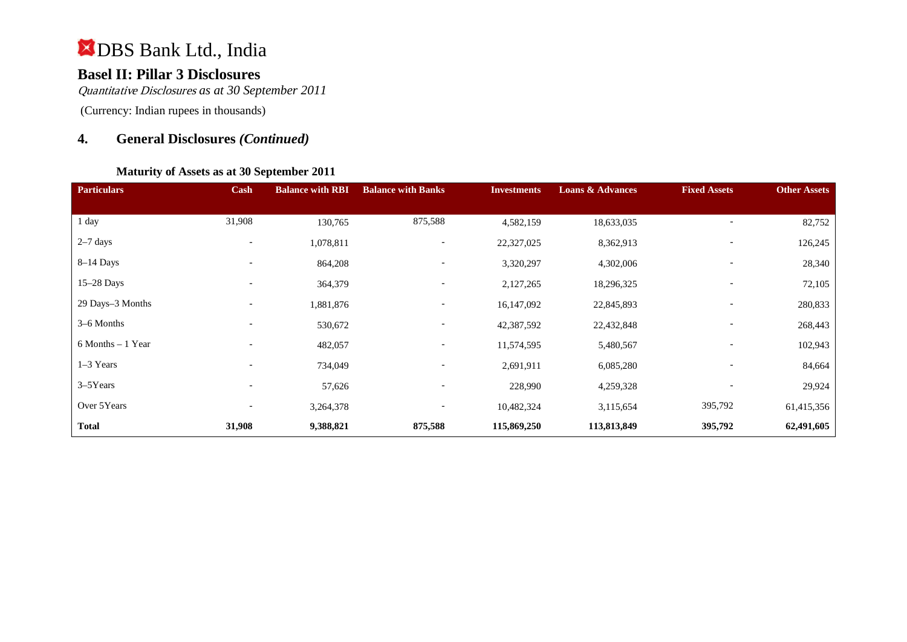# DBS Bank Ltd., India

## Basel II: Pillar 3 Disclosures

*Quantitative Disclosures as at 30 September 2011*

(Currency: Indian rupees in thousands)

## 4. General Disclosures *(Continued)*

### Maturity of Assets as at 30 September 2011

| Particulars | Cash | Balance with RBI | Balance with Banks | Investments | Loans & Advances | Fixed Assets | Other Assets |
|---|---|---|---|---|---|---|---|
| 1 day | 31,908 | 130,765 | 875,588 | 4,582,159 | 18,633,035 | - | 82,752 |
| 2–7 days | - | 1,078,811 | - | 22,327,025 | 8,362,913 | - | 126,245 |
| 8–14 Days | - | 864,208 | - | 3,320,297 | 4,302,006 | - | 28,340 |
| 15–28 Days | - | 364,379 | - | 2,127,265 | 18,296,325 | - | 72,105 |
| 29 Days–3 Months | - | 1,881,876 | - | 16,147,092 | 22,845,893 | - | 280,833 |
| 3–6 Months | - | 530,672 | - | 42,387,592 | 22,432,848 | - | 268,443 |
| 6 Months – 1 Year | - | 482,057 | - | 11,574,595 | 5,480,567 | - | 102,943 |
| 1–3 Years | - | 734,049 | - | 2,691,911 | 6,085,280 | - | 84,664 |
| 3–5Years | - | 57,626 | - | 228,990 | 4,259,328 | - | 29,924 |
| Over 5Years | - | 3,264,378 | - | 10,482,324 | 3,115,654 | 395,792 | 61,415,356 |
| **Total** | **31,908** | **9,388,821** | **875,588** | **115,869,250** | **113,813,849** | **395,792** | **62,491,605** |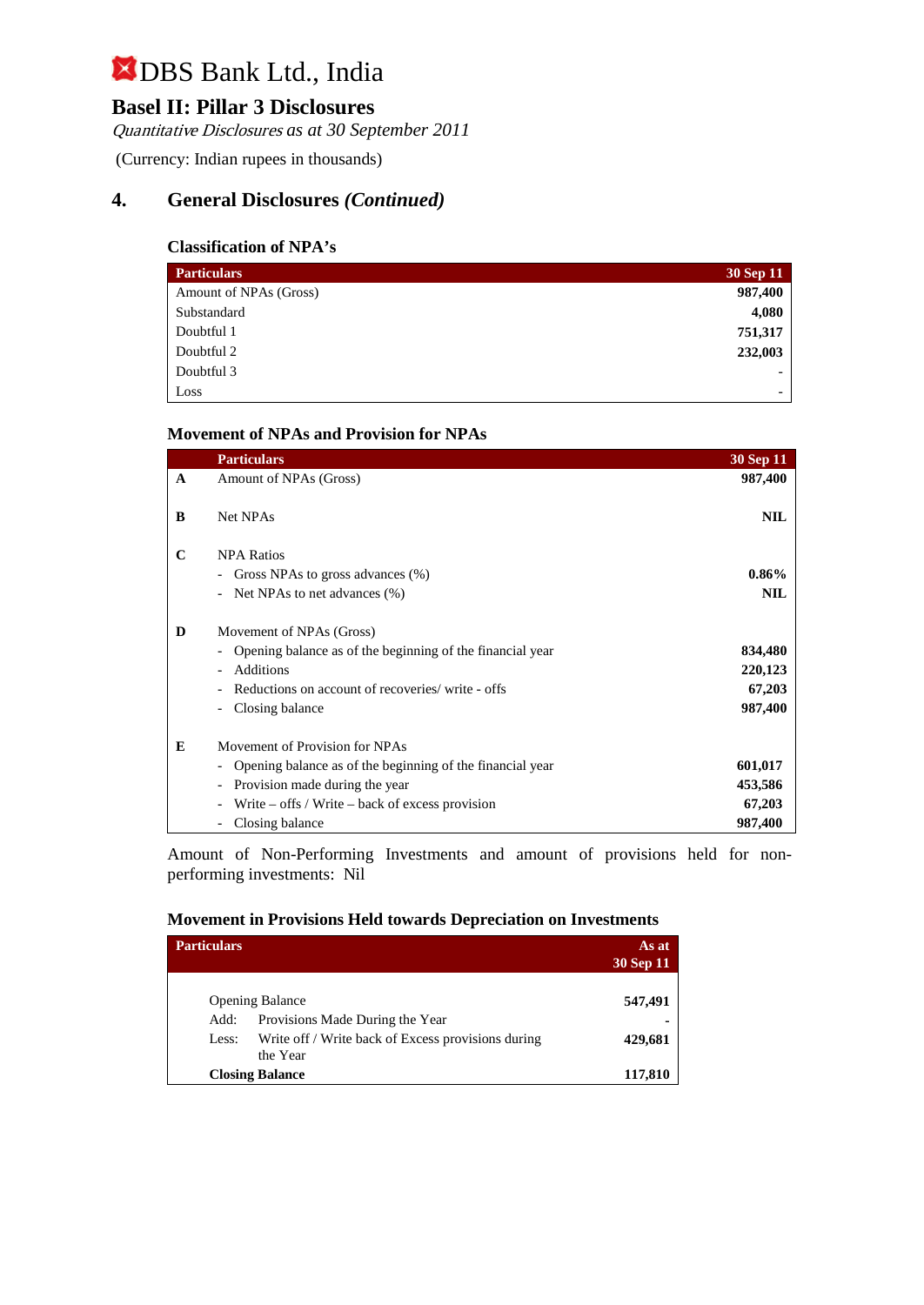# DBS Bank Ltd., India

## Basel II: Pillar 3 Disclosures

*Quantitative Disclosures as at 30 September 2011*

(Currency: Indian rupees in thousands)

## 4. General Disclosures *(Continued)*

### Classification of NPA's

| Particulars | 30 Sep 11 |
|---|---|
| Amount of NPAs (Gross) | **987,400** |
| Substandard | **4,080** |
| Doubtful 1 | **751,317** |
| Doubtful 2 | **232,003** |
| Doubtful 3 | - |
| Loss | - |

### Movement of NPAs and Provision for NPAs

| | Particulars | 30 Sep 11 |
|---|---|---|
| **A** | Amount of NPAs (Gross) | **987,400** |
| **B** | Net NPAs | **NIL** |
| **C** | NPA Ratios | |
| | - Gross NPAs to gross advances (%) | **0.86%** |
| | - Net NPAs to net advances (%) | **NIL** |
| **D** | Movement of NPAs (Gross) | |
| | - Opening balance as of the beginning of the financial year | **834,480** |
| | - Additions | **220,123** |
| | - Reductions on account of recoveries/ write - offs | **67,203** |
| | - Closing balance | **987,400** |
| **E** | Movement of Provision for NPAs | |
| | - Opening balance as of the beginning of the financial year | **601,017** |
| | - Provision made during the year | **453,586** |
| | - Write – offs / Write – back of excess provision | **67,203** |
| | - Closing balance | **987,400** |

Amount of Non-Performing Investments and amount of provisions held for non-performing investments: Nil

### Movement in Provisions Held towards Depreciation on Investments

| Particulars | | As at 30 Sep 11 |
|---|---|---|
| Opening Balance | | **547,491** |
| Add: | Provisions Made During the Year | **-** |
| Less: | Write off / Write back of Excess provisions during the Year | **429,681** |
| **Closing Balance** | | **117,810** |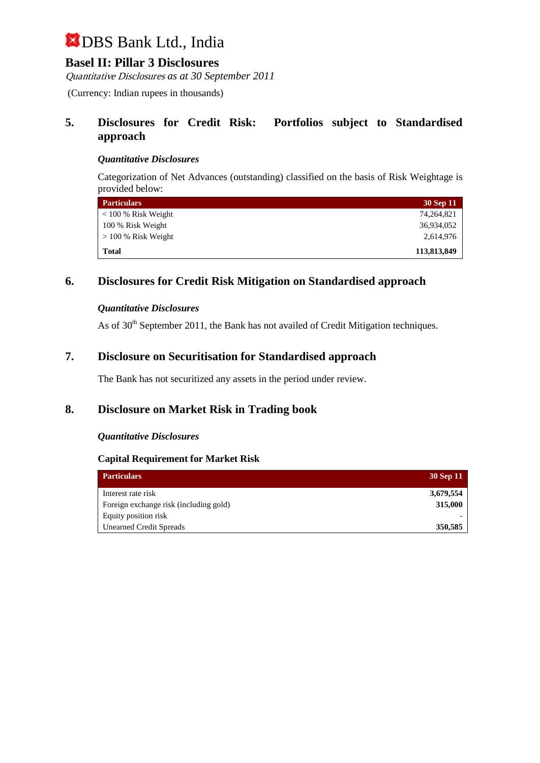# DBS Bank Ltd., India

## Basel II: Pillar 3 Disclosures

*Quantitative Disclosures as at 30 September 2011*

(Currency: Indian rupees in thousands)

## 5. Disclosures for Credit Risk: Portfolios subject to Standardised approach

***Quantitative Disclosures***

Categorization of Net Advances (outstanding) classified on the basis of Risk Weightage is provided below:

| Particulars | 30 Sep 11 |
|---|---|
| < 100 % Risk Weight | 74,264,821 |
| 100 % Risk Weight | 36,934,052 |
| > 100 % Risk Weight | 2,614,976 |
| **Total** | **113,813,849** |

## 6. Disclosures for Credit Risk Mitigation on Standardised approach

***Quantitative Disclosures***

As of 30th September 2011, the Bank has not availed of Credit Mitigation techniques.

## 7. Disclosure on Securitisation for Standardised approach

The Bank has not securitized any assets in the period under review.

## 8. Disclosure on Market Risk in Trading book

***Quantitative Disclosures***

**Capital Requirement for Market Risk**

| Particulars | 30 Sep 11 |
|---|---|
| Interest rate risk | **3,679,554** |
| Foreign exchange risk (including gold) | **315,000** |
| Equity position risk | - |
| Unearned Credit Spreads | **350,585** |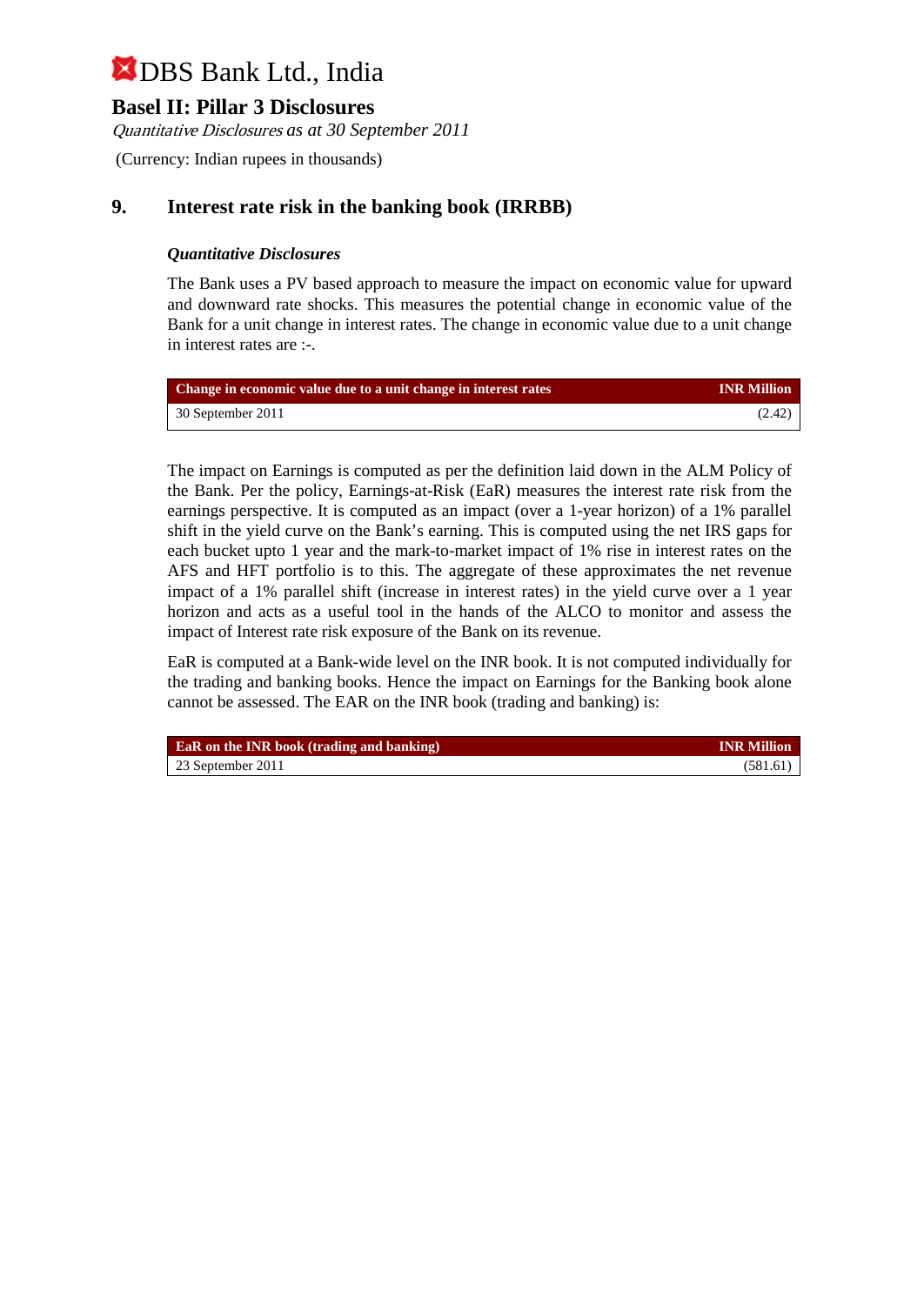DBS Bank Ltd., India

# Basel II: Pillar 3 Disclosures

*Quantitative Disclosures as at 30 September 2011*

(Currency: Indian rupees in thousands)

## 9. Interest rate risk in the banking book (IRRBB)

***Quantitative Disclosures***

The Bank uses a PV based approach to measure the impact on economic value for upward and downward rate shocks. This measures the potential change in economic value of the Bank for a unit change in interest rates. The change in economic value due to a unit change in interest rates are :-.

| Change in economic value due to a unit change in interest rates | INR Million |
|---|---|
| 30 September 2011 | (2.42) |

The impact on Earnings is computed as per the definition laid down in the ALM Policy of the Bank. Per the policy, Earnings-at-Risk (EaR) measures the interest rate risk from the earnings perspective. It is computed as an impact (over a 1-year horizon) of a 1% parallel shift in the yield curve on the Bank's earning. This is computed using the net IRS gaps for each bucket upto 1 year and the mark-to-market impact of 1% rise in interest rates on the AFS and HFT portfolio is to this. The aggregate of these approximates the net revenue impact of a 1% parallel shift (increase in interest rates) in the yield curve over a 1 year horizon and acts as a useful tool in the hands of the ALCO to monitor and assess the impact of Interest rate risk exposure of the Bank on its revenue.

EaR is computed at a Bank-wide level on the INR book. It is not computed individually for the trading and banking books. Hence the impact on Earnings for the Banking book alone cannot be assessed. The EAR on the INR book (trading and banking) is:

| EaR on the INR book (trading and banking) | INR Million |
|---|---|
| 23 September 2011 | (581.61) |